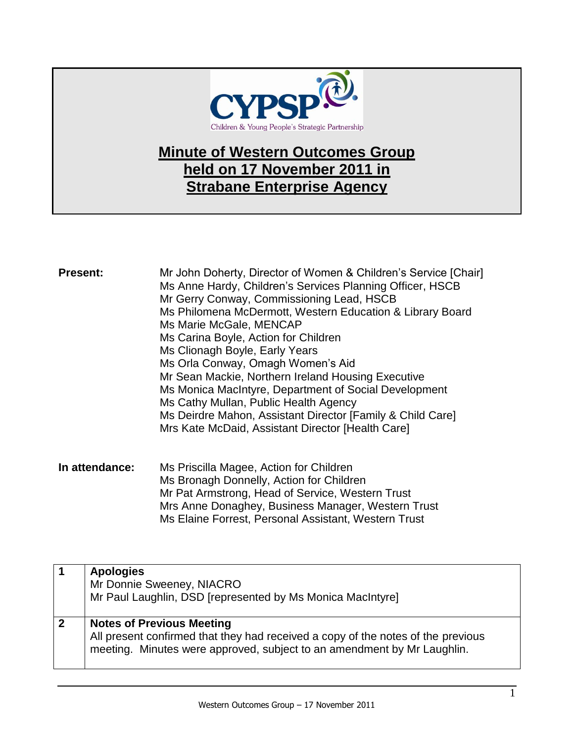CYPSP

Children & Young People's Strategic Partnership

# Minute of Western Outcomes Group held on 17 November 2011 in Strabane Enterprise Agency

**Present:**

Mr John Doherty, Director of Women & Children's Service [Chair]
Ms Anne Hardy, Children's Services Planning Officer, HSCB
Mr Gerry Conway, Commissioning Lead, HSCB
Ms Philomena McDermott, Western Education & Library Board
Ms Marie McGale, MENCAP
Ms Carina Boyle, Action for Children
Ms Clionagh Boyle, Early Years
Ms Orla Conway, Omagh Women's Aid
Mr Sean Mackie, Northern Ireland Housing Executive
Ms Monica MacIntyre, Department of Social Development
Ms Cathy Mullan, Public Health Agency
Ms Deirdre Mahon, Assistant Director [Family & Child Care]
Mrs Kate McDaid, Assistant Director [Health Care]

**In attendance:**

Ms Priscilla Magee, Action for Children
Ms Bronagh Donnelly, Action for Children
Mr Pat Armstrong, Head of Service, Western Trust
Mrs Anne Donaghey, Business Manager, Western Trust
Ms Elaine Forrest, Personal Assistant, Western Trust

| | |
|---|---|
| **1** | **Apologies**<br>Mr Donnie Sweeney, NIACRO<br>Mr Paul Laughlin, DSD [represented by Ms Monica MacIntyre] |
| **2** | **Notes of Previous Meeting**<br>All present confirmed that they had received a copy of the notes of the previous meeting. Minutes were approved, subject to an amendment by Mr Laughlin. |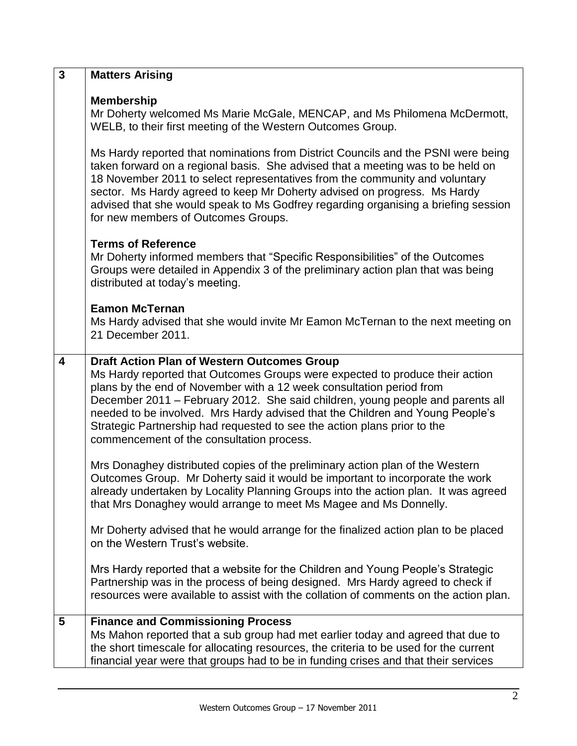| | |
|---|---|
| **3** | **Matters Arising**<br><br>**Membership**<br>Mr Doherty welcomed Ms Marie McGale, MENCAP, and Ms Philomena McDermott, WELB, to their first meeting of the Western Outcomes Group.<br><br>Ms Hardy reported that nominations from District Councils and the PSNI were being taken forward on a regional basis. She advised that a meeting was to be held on 18 November 2011 to select representatives from the community and voluntary sector. Ms Hardy agreed to keep Mr Doherty advised on progress. Ms Hardy advised that she would speak to Ms Godfrey regarding organising a briefing session for new members of Outcomes Groups.<br><br>**Terms of Reference**<br>Mr Doherty informed members that "Specific Responsibilities" of the Outcomes Groups were detailed in Appendix 3 of the preliminary action plan that was being distributed at today's meeting.<br><br>**Eamon McTernan**<br>Ms Hardy advised that she would invite Mr Eamon McTernan to the next meeting on 21 December 2011. |
| **4** | **Draft Action Plan of Western Outcomes Group**<br>Ms Hardy reported that Outcomes Groups were expected to produce their action plans by the end of November with a 12 week consultation period from December 2011 – February 2012. She said children, young people and parents all needed to be involved. Mrs Hardy advised that the Children and Young People's Strategic Partnership had requested to see the action plans prior to the commencement of the consultation process.<br><br>Mrs Donaghey distributed copies of the preliminary action plan of the Western Outcomes Group. Mr Doherty said it would be important to incorporate the work already undertaken by Locality Planning Groups into the action plan. It was agreed that Mrs Donaghey would arrange to meet Ms Magee and Ms Donnelly.<br><br>Mr Doherty advised that he would arrange for the finalized action plan to be placed on the Western Trust's website.<br><br>Mrs Hardy reported that a website for the Children and Young People's Strategic Partnership was in the process of being designed. Mrs Hardy agreed to check if resources were available to assist with the collation of comments on the action plan. |
| **5** | **Finance and Commissioning Process**<br>Ms Mahon reported that a sub group had met earlier today and agreed that due to the short timescale for allocating resources, the criteria to be used for the current financial year were that groups had to be in funding crises and that their services |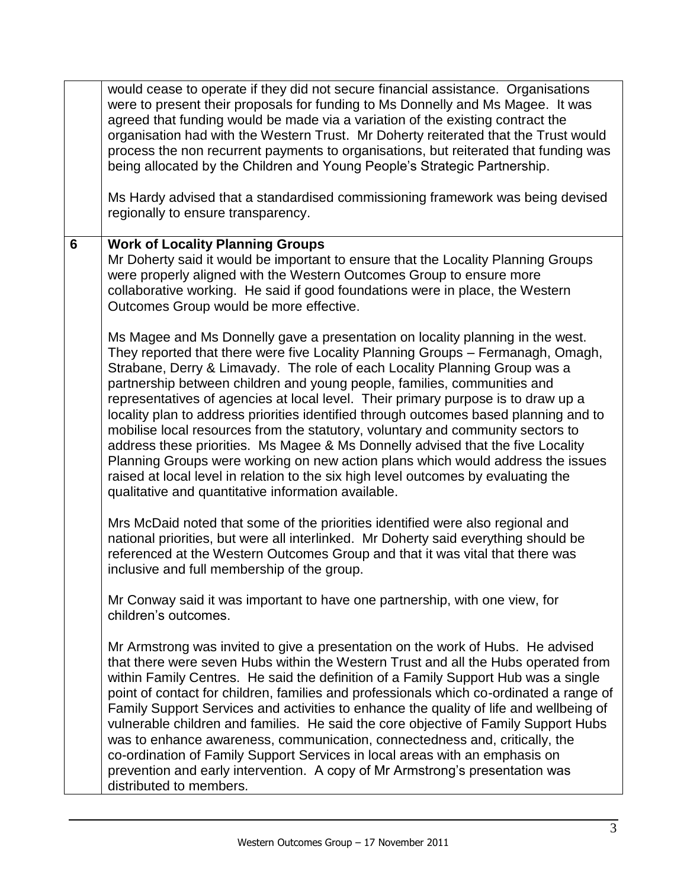| | |
|---|---|
| | would cease to operate if they did not secure financial assistance. Organisations were to present their proposals for funding to Ms Donnelly and Ms Magee. It was agreed that funding would be made via a variation of the existing contract the organisation had with the Western Trust. Mr Doherty reiterated that the Trust would process the non recurrent payments to organisations, but reiterated that funding was being allocated by the Children and Young People's Strategic Partnership.<br><br>Ms Hardy advised that a standardised commissioning framework was being devised regionally to ensure transparency. |
| **6** | **Work of Locality Planning Groups**<br>Mr Doherty said it would be important to ensure that the Locality Planning Groups were properly aligned with the Western Outcomes Group to ensure more collaborative working. He said if good foundations were in place, the Western Outcomes Group would be more effective.<br><br>Ms Magee and Ms Donnelly gave a presentation on locality planning in the west. They reported that there were five Locality Planning Groups – Fermanagh, Omagh, Strabane, Derry & Limavady. The role of each Locality Planning Group was a partnership between children and young people, families, communities and representatives of agencies at local level. Their primary purpose is to draw up a locality plan to address priorities identified through outcomes based planning and to mobilise local resources from the statutory, voluntary and community sectors to address these priorities. Ms Magee & Ms Donnelly advised that the five Locality Planning Groups were working on new action plans which would address the issues raised at local level in relation to the six high level outcomes by evaluating the qualitative and quantitative information available.<br><br>Mrs McDaid noted that some of the priorities identified were also regional and national priorities, but were all interlinked. Mr Doherty said everything should be referenced at the Western Outcomes Group and that it was vital that there was inclusive and full membership of the group.<br><br>Mr Conway said it was important to have one partnership, with one view, for children's outcomes.<br><br>Mr Armstrong was invited to give a presentation on the work of Hubs. He advised that there were seven Hubs within the Western Trust and all the Hubs operated from within Family Centres. He said the definition of a Family Support Hub was a single point of contact for children, families and professionals which co-ordinated a range of Family Support Services and activities to enhance the quality of life and wellbeing of vulnerable children and families. He said the core objective of Family Support Hubs was to enhance awareness, communication, connectedness and, critically, the co-ordination of Family Support Services in local areas with an emphasis on prevention and early intervention. A copy of Mr Armstrong's presentation was distributed to members. |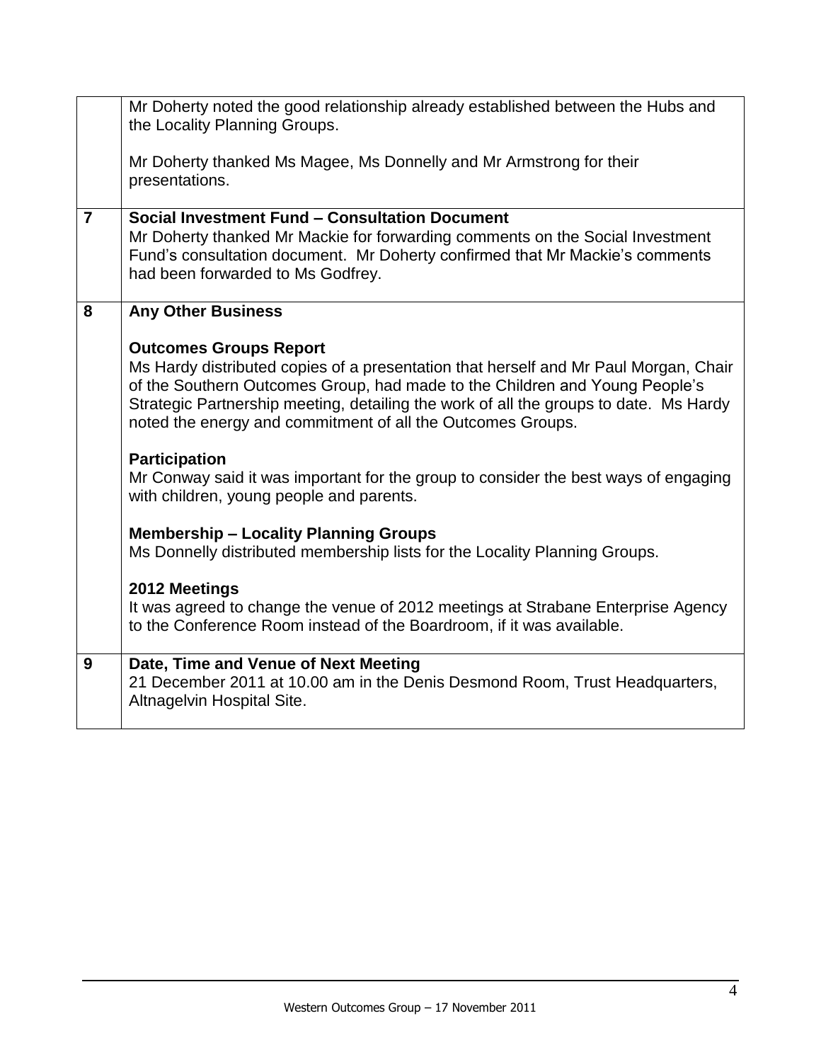| | |
|---|---|
| | Mr Doherty noted the good relationship already established between the Hubs and the Locality Planning Groups.<br><br>Mr Doherty thanked Ms Magee, Ms Donnelly and Mr Armstrong for their presentations. |
| **7** | **Social Investment Fund – Consultation Document**<br>Mr Doherty thanked Mr Mackie for forwarding comments on the Social Investment Fund's consultation document. Mr Doherty confirmed that Mr Mackie's comments had been forwarded to Ms Godfrey. |
| **8** | **Any Other Business**<br><br>**Outcomes Groups Report**<br>Ms Hardy distributed copies of a presentation that herself and Mr Paul Morgan, Chair of the Southern Outcomes Group, had made to the Children and Young People's Strategic Partnership meeting, detailing the work of all the groups to date. Ms Hardy noted the energy and commitment of all the Outcomes Groups.<br><br>**Participation**<br>Mr Conway said it was important for the group to consider the best ways of engaging with children, young people and parents.<br><br>**Membership – Locality Planning Groups**<br>Ms Donnelly distributed membership lists for the Locality Planning Groups.<br><br>**2012 Meetings**<br>It was agreed to change the venue of 2012 meetings at Strabane Enterprise Agency to the Conference Room instead of the Boardroom, if it was available. |
| **9** | **Date, Time and Venue of Next Meeting**<br>21 December 2011 at 10.00 am in the Denis Desmond Room, Trust Headquarters, Altnagelvin Hospital Site. |